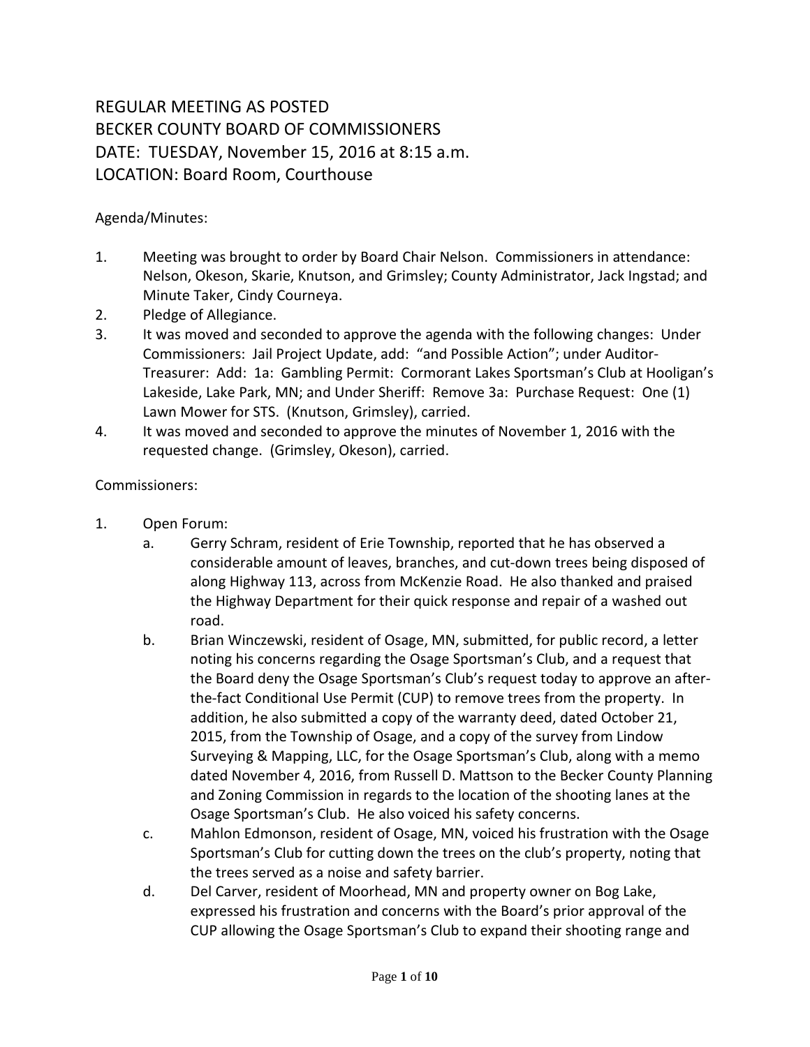# REGULAR MEETING AS POSTED
# BECKER COUNTY BOARD OF COMMISSIONERS
# DATE: TUESDAY, November 15, 2016 at 8:15 a.m.
# LOCATION: Board Room, Courthouse

Agenda/Minutes:

1. Meeting was brought to order by Board Chair Nelson. Commissioners in attendance: Nelson, Okeson, Skarie, Knutson, and Grimsley; County Administrator, Jack Ingstad; and Minute Taker, Cindy Courneya.
2. Pledge of Allegiance.
3. It was moved and seconded to approve the agenda with the following changes: Under Commissioners: Jail Project Update, add: "and Possible Action"; under Auditor-Treasurer: Add: 1a: Gambling Permit: Cormorant Lakes Sportsman's Club at Hooligan's Lakeside, Lake Park, MN; and Under Sheriff: Remove 3a: Purchase Request: One (1) Lawn Mower for STS. (Knutson, Grimsley), carried.
4. It was moved and seconded to approve the minutes of November 1, 2016 with the requested change. (Grimsley, Okeson), carried.

Commissioners:

1. Open Forum:
   a. Gerry Schram, resident of Erie Township, reported that he has observed a considerable amount of leaves, branches, and cut-down trees being disposed of along Highway 113, across from McKenzie Road. He also thanked and praised the Highway Department for their quick response and repair of a washed out road.
   b. Brian Winczewski, resident of Osage, MN, submitted, for public record, a letter noting his concerns regarding the Osage Sportsman's Club, and a request that the Board deny the Osage Sportsman's Club's request today to approve an after-the-fact Conditional Use Permit (CUP) to remove trees from the property. In addition, he also submitted a copy of the warranty deed, dated October 21, 2015, from the Township of Osage, and a copy of the survey from Lindow Surveying & Mapping, LLC, for the Osage Sportsman's Club, along with a memo dated November 4, 2016, from Russell D. Mattson to the Becker County Planning and Zoning Commission in regards to the location of the shooting lanes at the Osage Sportsman's Club. He also voiced his safety concerns.
   c. Mahlon Edmonson, resident of Osage, MN, voiced his frustration with the Osage Sportsman's Club for cutting down the trees on the club's property, noting that the trees served as a noise and safety barrier.
   d. Del Carver, resident of Moorhead, MN and property owner on Bog Lake, expressed his frustration and concerns with the Board's prior approval of the CUP allowing the Osage Sportsman's Club to expand their shooting range and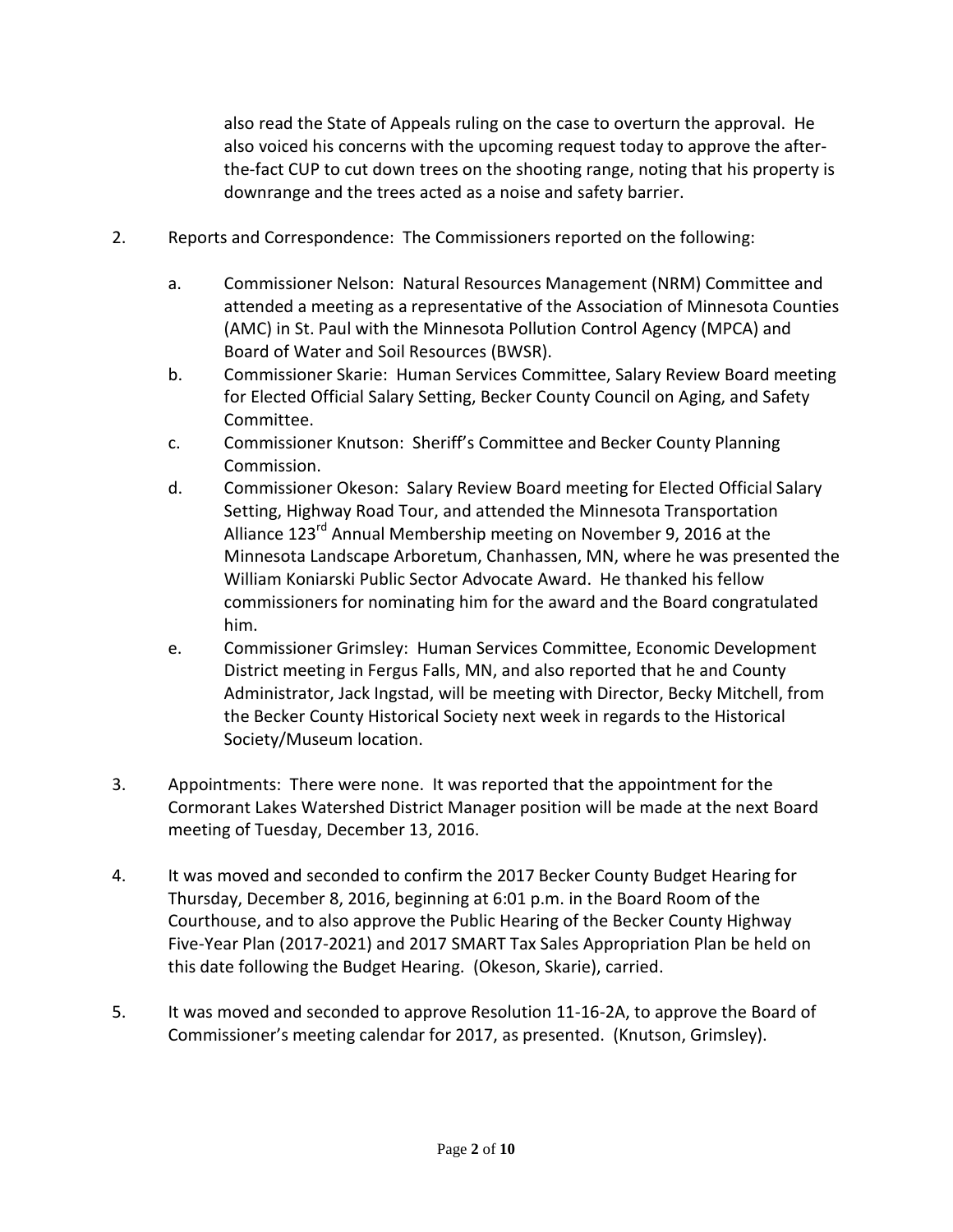also read the State of Appeals ruling on the case to overturn the approval. He also voiced his concerns with the upcoming request today to approve the after-the-fact CUP to cut down trees on the shooting range, noting that his property is downrange and the trees acted as a noise and safety barrier.

2. Reports and Correspondence: The Commissioners reported on the following:

   a. Commissioner Nelson: Natural Resources Management (NRM) Committee and attended a meeting as a representative of the Association of Minnesota Counties (AMC) in St. Paul with the Minnesota Pollution Control Agency (MPCA) and Board of Water and Soil Resources (BWSR).
   b. Commissioner Skarie: Human Services Committee, Salary Review Board meeting for Elected Official Salary Setting, Becker County Council on Aging, and Safety Committee.
   c. Commissioner Knutson: Sheriff's Committee and Becker County Planning Commission.
   d. Commissioner Okeson: Salary Review Board meeting for Elected Official Salary Setting, Highway Road Tour, and attended the Minnesota Transportation Alliance 123rd Annual Membership meeting on November 9, 2016 at the Minnesota Landscape Arboretum, Chanhassen, MN, where he was presented the William Koniarski Public Sector Advocate Award. He thanked his fellow commissioners for nominating him for the award and the Board congratulated him.
   e. Commissioner Grimsley: Human Services Committee, Economic Development District meeting in Fergus Falls, MN, and also reported that he and County Administrator, Jack Ingstad, will be meeting with Director, Becky Mitchell, from the Becker County Historical Society next week in regards to the Historical Society/Museum location.

3. Appointments: There were none. It was reported that the appointment for the Cormorant Lakes Watershed District Manager position will be made at the next Board meeting of Tuesday, December 13, 2016.

4. It was moved and seconded to confirm the 2017 Becker County Budget Hearing for Thursday, December 8, 2016, beginning at 6:01 p.m. in the Board Room of the Courthouse, and to also approve the Public Hearing of the Becker County Highway Five-Year Plan (2017-2021) and 2017 SMART Tax Sales Appropriation Plan be held on this date following the Budget Hearing. (Okeson, Skarie), carried.

5. It was moved and seconded to approve Resolution 11-16-2A, to approve the Board of Commissioner's meeting calendar for 2017, as presented. (Knutson, Grimsley).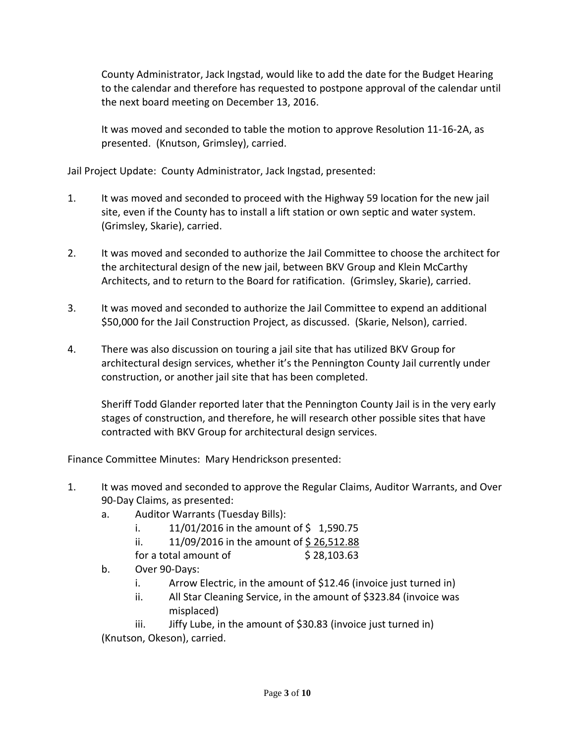County Administrator, Jack Ingstad, would like to add the date for the Budget Hearing to the calendar and therefore has requested to postpone approval of the calendar until the next board meeting on December 13, 2016.

It was moved and seconded to table the motion to approve Resolution 11-16-2A, as presented. (Knutson, Grimsley), carried.

Jail Project Update: County Administrator, Jack Ingstad, presented:

1. It was moved and seconded to proceed with the Highway 59 location for the new jail site, even if the County has to install a lift station or own septic and water system. (Grimsley, Skarie), carried.

2. It was moved and seconded to authorize the Jail Committee to choose the architect for the architectural design of the new jail, between BKV Group and Klein McCarthy Architects, and to return to the Board for ratification. (Grimsley, Skarie), carried.

3. It was moved and seconded to authorize the Jail Committee to expend an additional $50,000 for the Jail Construction Project, as discussed. (Skarie, Nelson), carried.

4. There was also discussion on touring a jail site that has utilized BKV Group for architectural design services, whether it's the Pennington County Jail currently under construction, or another jail site that has been completed.

   Sheriff Todd Glander reported later that the Pennington County Jail is in the very early stages of construction, and therefore, he will research other possible sites that have contracted with BKV Group for architectural design services.

Finance Committee Minutes: Mary Hendrickson presented:

1. It was moved and seconded to approve the Regular Claims, Auditor Warrants, and Over 90-Day Claims, as presented:
   a. Auditor Warrants (Tuesday Bills):
      i. 11/01/2016 in the amount of $ 1,590.75
      ii. 11/09/2016 in the amount of $ 26,512.88
      
      for a total amount of $ 28,103.63
   b. Over 90-Days:
      i. Arrow Electric, in the amount of $12.46 (invoice just turned in)
      ii. All Star Cleaning Service, in the amount of $323.84 (invoice was misplaced)
      iii. Jiffy Lube, in the amount of $30.83 (invoice just turned in)

   (Knutson, Okeson), carried.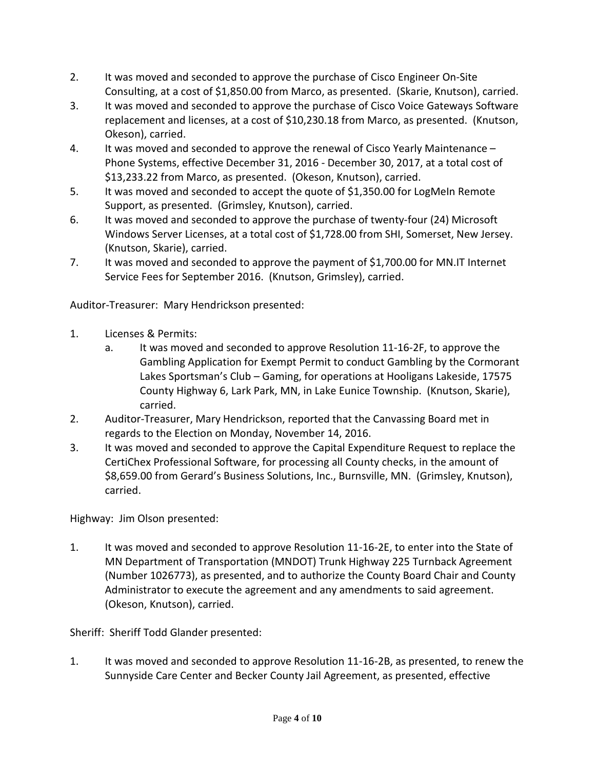2. It was moved and seconded to approve the purchase of Cisco Engineer On-Site Consulting, at a cost of $1,850.00 from Marco, as presented. (Skarie, Knutson), carried.
3. It was moved and seconded to approve the purchase of Cisco Voice Gateways Software replacement and licenses, at a cost of $10,230.18 from Marco, as presented. (Knutson, Okeson), carried.
4. It was moved and seconded to approve the renewal of Cisco Yearly Maintenance – Phone Systems, effective December 31, 2016 - December 30, 2017, at a total cost of $13,233.22 from Marco, as presented. (Okeson, Knutson), carried.
5. It was moved and seconded to accept the quote of $1,350.00 for LogMeIn Remote Support, as presented. (Grimsley, Knutson), carried.
6. It was moved and seconded to approve the purchase of twenty-four (24) Microsoft Windows Server Licenses, at a total cost of $1,728.00 from SHI, Somerset, New Jersey. (Knutson, Skarie), carried.
7. It was moved and seconded to approve the payment of $1,700.00 for MN.IT Internet Service Fees for September 2016. (Knutson, Grimsley), carried.

Auditor-Treasurer: Mary Hendrickson presented:

1. Licenses & Permits:
   a. It was moved and seconded to approve Resolution 11-16-2F, to approve the Gambling Application for Exempt Permit to conduct Gambling by the Cormorant Lakes Sportsman's Club – Gaming, for operations at Hooligans Lakeside, 17575 County Highway 6, Lark Park, MN, in Lake Eunice Township. (Knutson, Skarie), carried.
2. Auditor-Treasurer, Mary Hendrickson, reported that the Canvassing Board met in regards to the Election on Monday, November 14, 2016.
3. It was moved and seconded to approve the Capital Expenditure Request to replace the CertiChex Professional Software, for processing all County checks, in the amount of $8,659.00 from Gerard's Business Solutions, Inc., Burnsville, MN. (Grimsley, Knutson), carried.

Highway: Jim Olson presented:

1. It was moved and seconded to approve Resolution 11-16-2E, to enter into the State of MN Department of Transportation (MNDOT) Trunk Highway 225 Turnback Agreement (Number 1026773), as presented, and to authorize the County Board Chair and County Administrator to execute the agreement and any amendments to said agreement. (Okeson, Knutson), carried.

Sheriff: Sheriff Todd Glander presented:

1. It was moved and seconded to approve Resolution 11-16-2B, as presented, to renew the Sunnyside Care Center and Becker County Jail Agreement, as presented, effective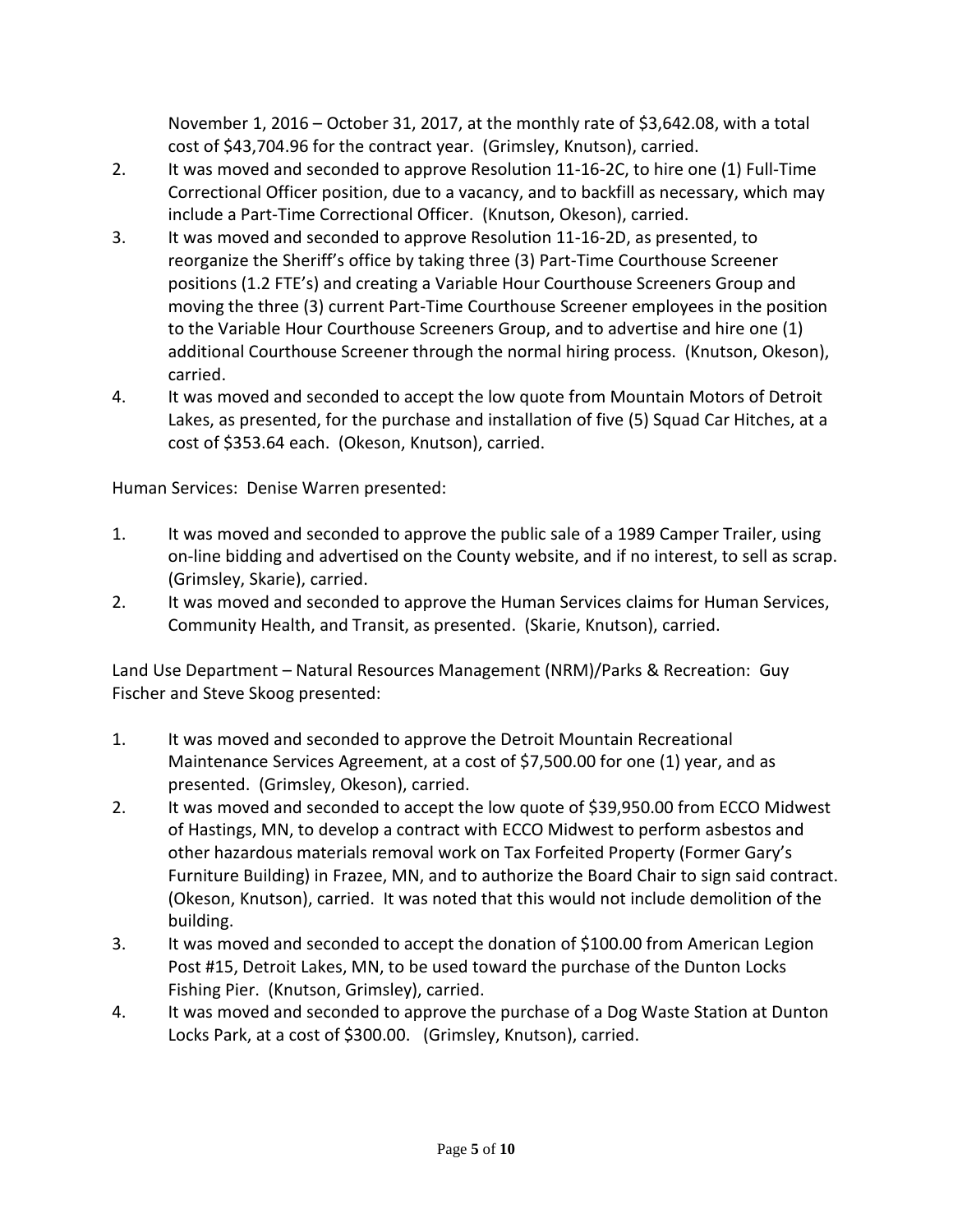November 1, 2016 – October 31, 2017, at the monthly rate of $3,642.08, with a total cost of $43,704.96 for the contract year. (Grimsley, Knutson), carried.

2. It was moved and seconded to approve Resolution 11-16-2C, to hire one (1) Full-Time Correctional Officer position, due to a vacancy, and to backfill as necessary, which may include a Part-Time Correctional Officer. (Knutson, Okeson), carried.
3. It was moved and seconded to approve Resolution 11-16-2D, as presented, to reorganize the Sheriff's office by taking three (3) Part-Time Courthouse Screener positions (1.2 FTE's) and creating a Variable Hour Courthouse Screeners Group and moving the three (3) current Part-Time Courthouse Screener employees in the position to the Variable Hour Courthouse Screeners Group, and to advertise and hire one (1) additional Courthouse Screener through the normal hiring process. (Knutson, Okeson), carried.
4. It was moved and seconded to accept the low quote from Mountain Motors of Detroit Lakes, as presented, for the purchase and installation of five (5) Squad Car Hitches, at a cost of $353.64 each. (Okeson, Knutson), carried.

Human Services: Denise Warren presented:

1. It was moved and seconded to approve the public sale of a 1989 Camper Trailer, using on-line bidding and advertised on the County website, and if no interest, to sell as scrap. (Grimsley, Skarie), carried.
2. It was moved and seconded to approve the Human Services claims for Human Services, Community Health, and Transit, as presented. (Skarie, Knutson), carried.

Land Use Department – Natural Resources Management (NRM)/Parks & Recreation: Guy Fischer and Steve Skoog presented:

1. It was moved and seconded to approve the Detroit Mountain Recreational Maintenance Services Agreement, at a cost of $7,500.00 for one (1) year, and as presented. (Grimsley, Okeson), carried.
2. It was moved and seconded to accept the low quote of $39,950.00 from ECCO Midwest of Hastings, MN, to develop a contract with ECCO Midwest to perform asbestos and other hazardous materials removal work on Tax Forfeited Property (Former Gary's Furniture Building) in Frazee, MN, and to authorize the Board Chair to sign said contract. (Okeson, Knutson), carried. It was noted that this would not include demolition of the building.
3. It was moved and seconded to accept the donation of $100.00 from American Legion Post #15, Detroit Lakes, MN, to be used toward the purchase of the Dunton Locks Fishing Pier. (Knutson, Grimsley), carried.
4. It was moved and seconded to approve the purchase of a Dog Waste Station at Dunton Locks Park, at a cost of $300.00. (Grimsley, Knutson), carried.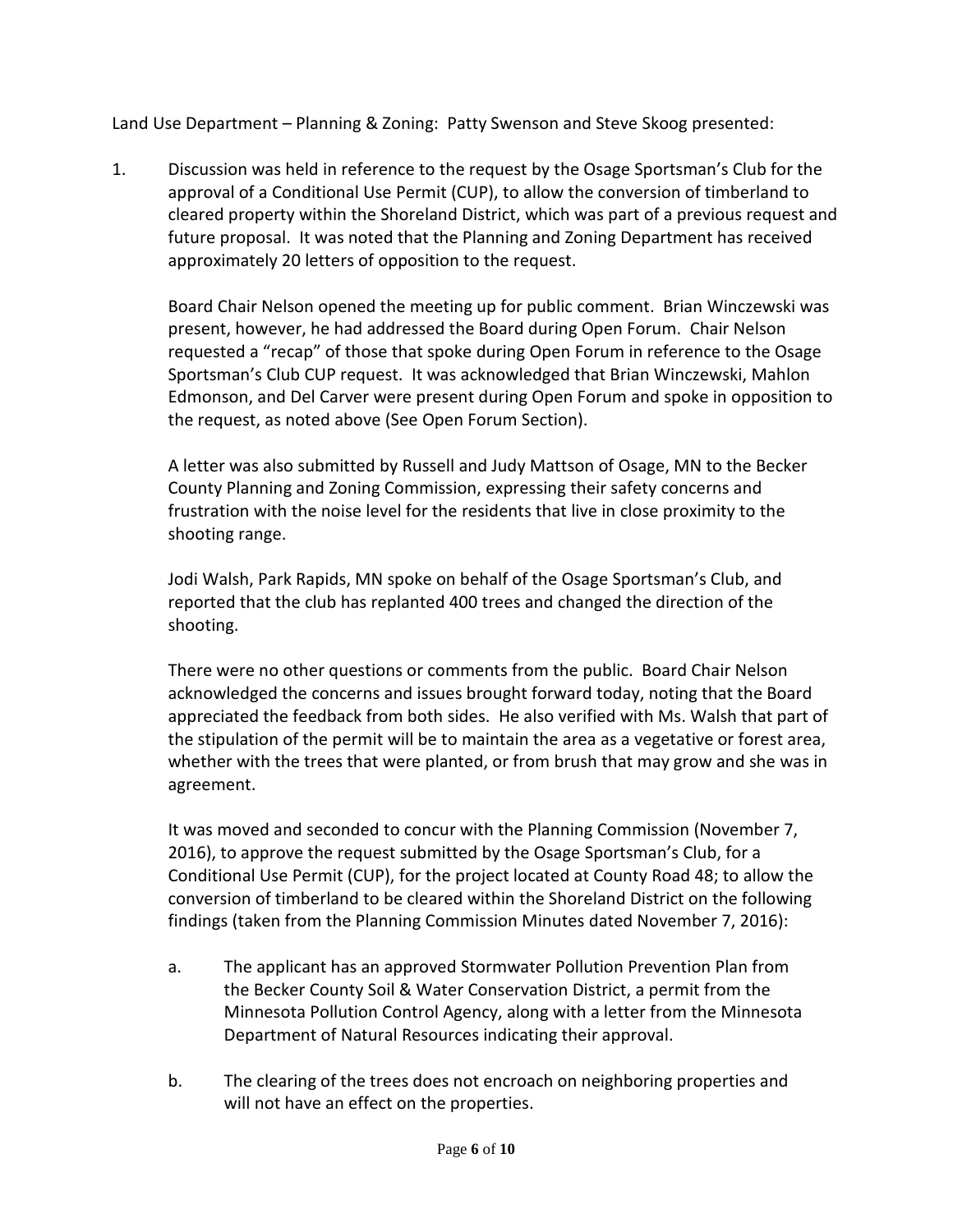Land Use Department – Planning & Zoning: Patty Swenson and Steve Skoog presented:

1. Discussion was held in reference to the request by the Osage Sportsman's Club for the approval of a Conditional Use Permit (CUP), to allow the conversion of timberland to cleared property within the Shoreland District, which was part of a previous request and future proposal. It was noted that the Planning and Zoning Department has received approximately 20 letters of opposition to the request.

   Board Chair Nelson opened the meeting up for public comment. Brian Winczewski was present, however, he had addressed the Board during Open Forum. Chair Nelson requested a "recap" of those that spoke during Open Forum in reference to the Osage Sportsman's Club CUP request. It was acknowledged that Brian Winczewski, Mahlon Edmonson, and Del Carver were present during Open Forum and spoke in opposition to the request, as noted above (See Open Forum Section).

   A letter was also submitted by Russell and Judy Mattson of Osage, MN to the Becker County Planning and Zoning Commission, expressing their safety concerns and frustration with the noise level for the residents that live in close proximity to the shooting range.

   Jodi Walsh, Park Rapids, MN spoke on behalf of the Osage Sportsman's Club, and reported that the club has replanted 400 trees and changed the direction of the shooting.

   There were no other questions or comments from the public. Board Chair Nelson acknowledged the concerns and issues brought forward today, noting that the Board appreciated the feedback from both sides. He also verified with Ms. Walsh that part of the stipulation of the permit will be to maintain the area as a vegetative or forest area, whether with the trees that were planted, or from brush that may grow and she was in agreement.

   It was moved and seconded to concur with the Planning Commission (November 7, 2016), to approve the request submitted by the Osage Sportsman's Club, for a Conditional Use Permit (CUP), for the project located at County Road 48; to allow the conversion of timberland to be cleared within the Shoreland District on the following findings (taken from the Planning Commission Minutes dated November 7, 2016):

   a. The applicant has an approved Stormwater Pollution Prevention Plan from the Becker County Soil & Water Conservation District, a permit from the Minnesota Pollution Control Agency, along with a letter from the Minnesota Department of Natural Resources indicating their approval.

   b. The clearing of the trees does not encroach on neighboring properties and will not have an effect on the properties.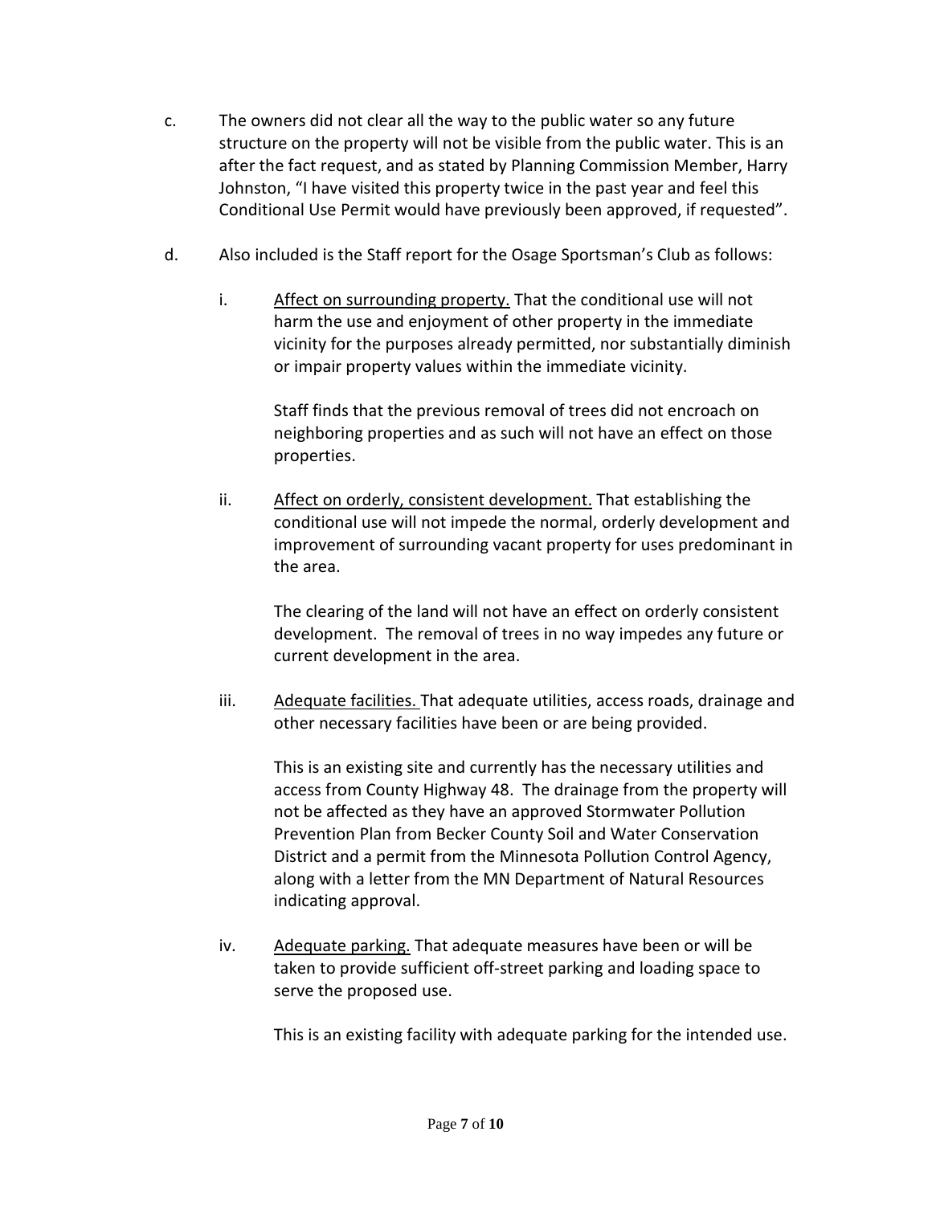c. The owners did not clear all the way to the public water so any future structure on the property will not be visible from the public water. This is an after the fact request, and as stated by Planning Commission Member, Harry Johnston, "I have visited this property twice in the past year and feel this Conditional Use Permit would have previously been approved, if requested".

d. Also included is the Staff report for the Osage Sportsman's Club as follows:

   i. <u>Affect on surrounding property.</u> That the conditional use will not harm the use and enjoyment of other property in the immediate vicinity for the purposes already permitted, nor substantially diminish or impair property values within the immediate vicinity.

      Staff finds that the previous removal of trees did not encroach on neighboring properties and as such will not have an effect on those properties.

   ii. <u>Affect on orderly, consistent development.</u> That establishing the conditional use will not impede the normal, orderly development and improvement of surrounding vacant property for uses predominant in the area.

      The clearing of the land will not have an effect on orderly consistent development. The removal of trees in no way impedes any future or current development in the area.

   iii. <u>Adequate facilities.</u> That adequate utilities, access roads, drainage and other necessary facilities have been or are being provided.

      This is an existing site and currently has the necessary utilities and access from County Highway 48. The drainage from the property will not be affected as they have an approved Stormwater Pollution Prevention Plan from Becker County Soil and Water Conservation District and a permit from the Minnesota Pollution Control Agency, along with a letter from the MN Department of Natural Resources indicating approval.

   iv. <u>Adequate parking.</u> That adequate measures have been or will be taken to provide sufficient off-street parking and loading space to serve the proposed use.

      This is an existing facility with adequate parking for the intended use.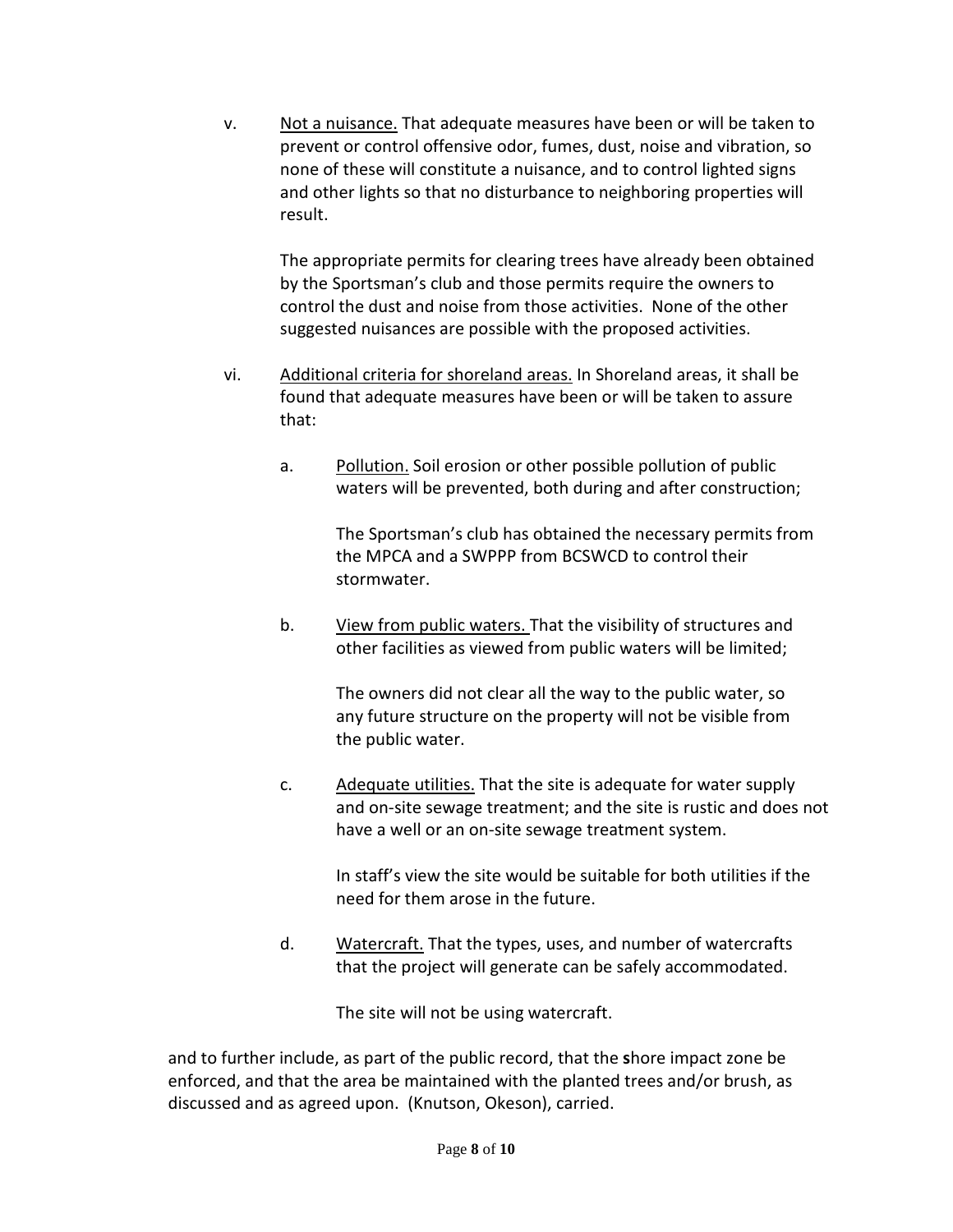v. <u>Not a nuisance.</u> That adequate measures have been or will be taken to prevent or control offensive odor, fumes, dust, noise and vibration, so none of these will constitute a nuisance, and to control lighted signs and other lights so that no disturbance to neighboring properties will result.

The appropriate permits for clearing trees have already been obtained by the Sportsman's club and those permits require the owners to control the dust and noise from those activities. None of the other suggested nuisances are possible with the proposed activities.

vi. <u>Additional criteria for shoreland areas.</u> In Shoreland areas, it shall be found that adequate measures have been or will be taken to assure that:

a. <u>Pollution.</u> Soil erosion or other possible pollution of public waters will be prevented, both during and after construction;

The Sportsman's club has obtained the necessary permits from the MPCA and a SWPPP from BCSWCD to control their stormwater.

b. <u>View from public waters.</u> That the visibility of structures and other facilities as viewed from public waters will be limited;

The owners did not clear all the way to the public water, so any future structure on the property will not be visible from the public water.

c. <u>Adequate utilities.</u> That the site is adequate for water supply and on-site sewage treatment; and the site is rustic and does not have a well or an on-site sewage treatment system.

In staff's view the site would be suitable for both utilities if the need for them arose in the future.

d. <u>Watercraft.</u> That the types, uses, and number of watercrafts that the project will generate can be safely accommodated.

The site will not be using watercraft.

and to further include, as part of the public record, that the **s**hore impact zone be enforced, and that the area be maintained with the planted trees and/or brush, as discussed and as agreed upon. (Knutson, Okeson), carried.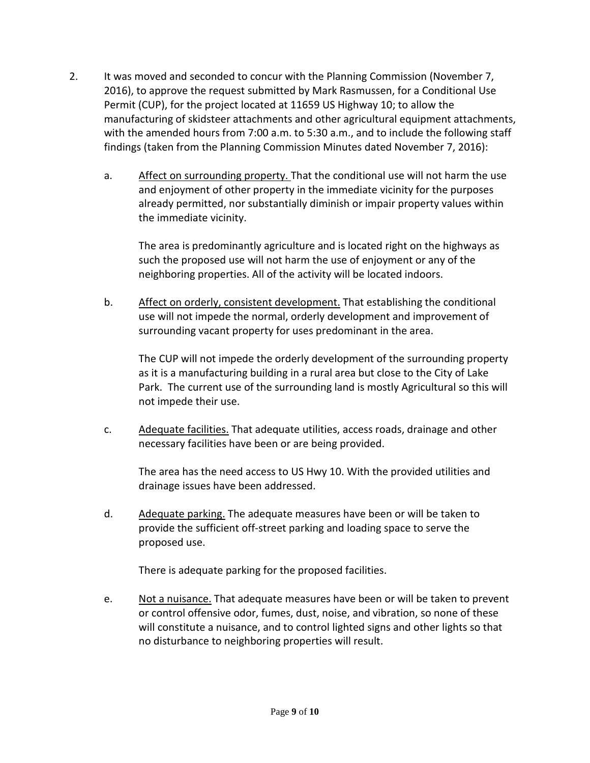2. It was moved and seconded to concur with the Planning Commission (November 7, 2016), to approve the request submitted by Mark Rasmussen, for a Conditional Use Permit (CUP), for the project located at 11659 US Highway 10; to allow the manufacturing of skidsteer attachments and other agricultural equipment attachments, with the amended hours from 7:00 a.m. to 5:30 a.m., and to include the following staff findings (taken from the Planning Commission Minutes dated November 7, 2016):

   a. Affect on surrounding property. That the conditional use will not harm the use and enjoyment of other property in the immediate vicinity for the purposes already permitted, nor substantially diminish or impair property values within the immediate vicinity.

      The area is predominantly agriculture and is located right on the highways as such the proposed use will not harm the use of enjoyment or any of the neighboring properties. All of the activity will be located indoors.

   b. Affect on orderly, consistent development. That establishing the conditional use will not impede the normal, orderly development and improvement of surrounding vacant property for uses predominant in the area.

      The CUP will not impede the orderly development of the surrounding property as it is a manufacturing building in a rural area but close to the City of Lake Park. The current use of the surrounding land is mostly Agricultural so this will not impede their use.

   c. Adequate facilities. That adequate utilities, access roads, drainage and other necessary facilities have been or are being provided.

      The area has the need access to US Hwy 10. With the provided utilities and drainage issues have been addressed.

   d. Adequate parking. The adequate measures have been or will be taken to provide the sufficient off-street parking and loading space to serve the proposed use.

      There is adequate parking for the proposed facilities.

   e. Not a nuisance. That adequate measures have been or will be taken to prevent or control offensive odor, fumes, dust, noise, and vibration, so none of these will constitute a nuisance, and to control lighted signs and other lights so that no disturbance to neighboring properties will result.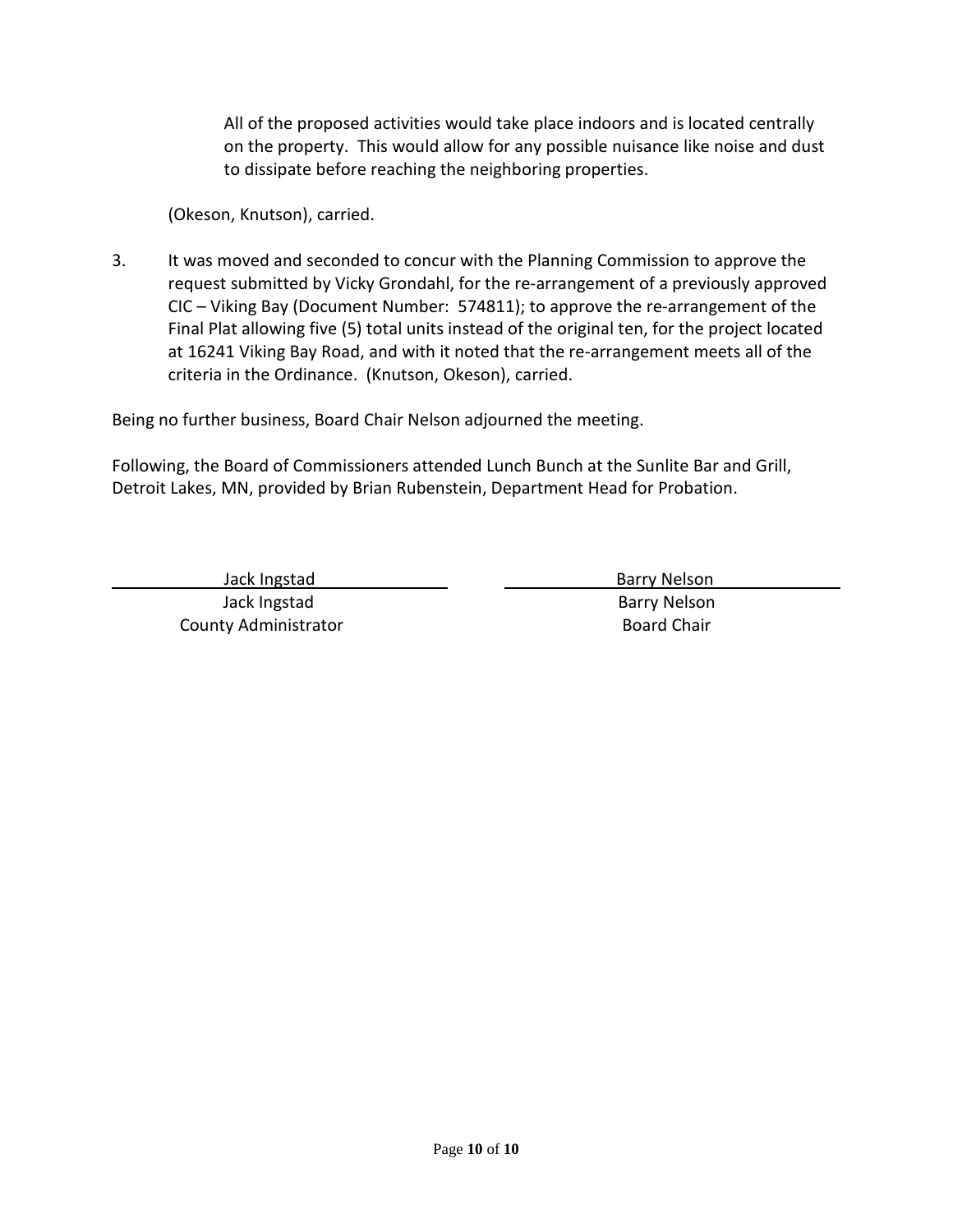All of the proposed activities would take place indoors and is located centrally on the property. This would allow for any possible nuisance like noise and dust to dissipate before reaching the neighboring properties.

(Okeson, Knutson), carried.

3. It was moved and seconded to concur with the Planning Commission to approve the request submitted by Vicky Grondahl, for the re-arrangement of a previously approved CIC – Viking Bay (Document Number: 574811); to approve the re-arrangement of the Final Plat allowing five (5) total units instead of the original ten, for the project located at 16241 Viking Bay Road, and with it noted that the re-arrangement meets all of the criteria in the Ordinance. (Knutson, Okeson), carried.

Being no further business, Board Chair Nelson adjourned the meeting.

Following, the Board of Commissioners attended Lunch Bunch at the Sunlite Bar and Grill, Detroit Lakes, MN, provided by Brian Rubenstein, Department Head for Probation.

| | |
|---|---|
| Jack Ingstad | Barry Nelson |
| Jack Ingstad | Barry Nelson |
| County Administrator | Board Chair |